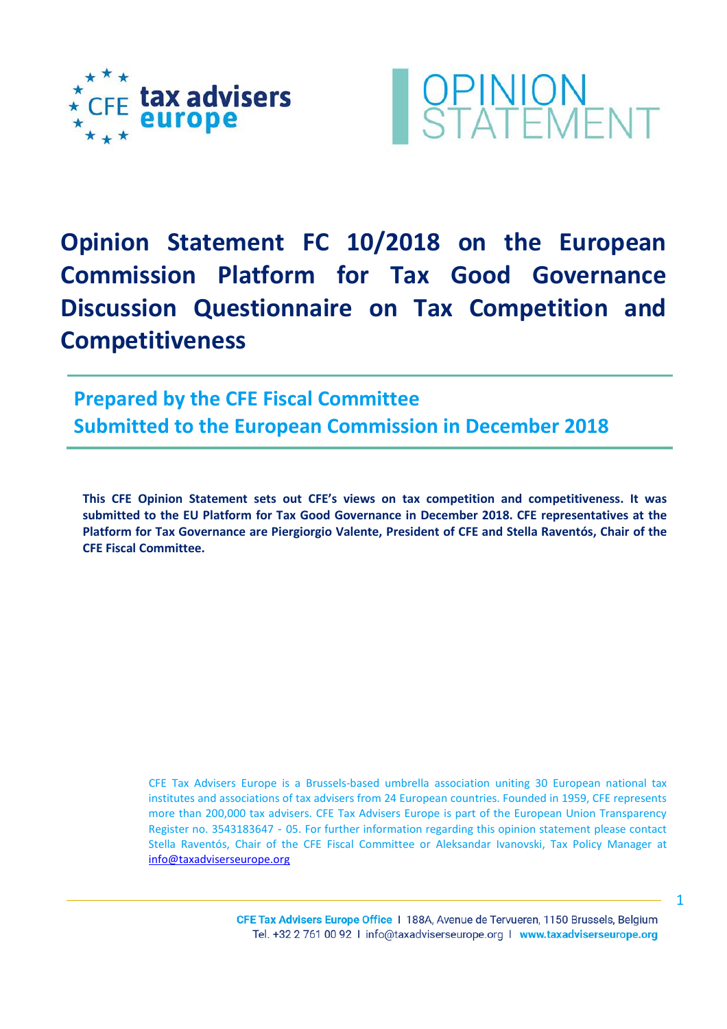# Opinion Statement FC 10/2018 on the European Commission Platform for Tax Good Governance Discussion Questionnaire on Tax Competition and Competitiveness

## Prepared by the CFE Fiscal Committee
## Submitted to the European Commission in December 2018

**This CFE Opinion Statement sets out CFE's views on tax competition and competitiveness. It was submitted to the EU Platform for Tax Good Governance in December 2018. CFE representatives at the Platform for Tax Governance are Piergiorgio Valente, President of CFE and Stella Raventós, Chair of the CFE Fiscal Committee.**

CFE Tax Advisers Europe is a Brussels-based umbrella association uniting 30 European national tax institutes and associations of tax advisers from 24 European countries. Founded in 1959, CFE represents more than 200,000 tax advisers. CFE Tax Advisers Europe is part of the European Union Transparency Register no. 3543183647 - 05. For further information regarding this opinion statement please contact Stella Raventós, Chair of the CFE Fiscal Committee or Aleksandar Ivanovski, Tax Policy Manager at info@taxadviserseurope.org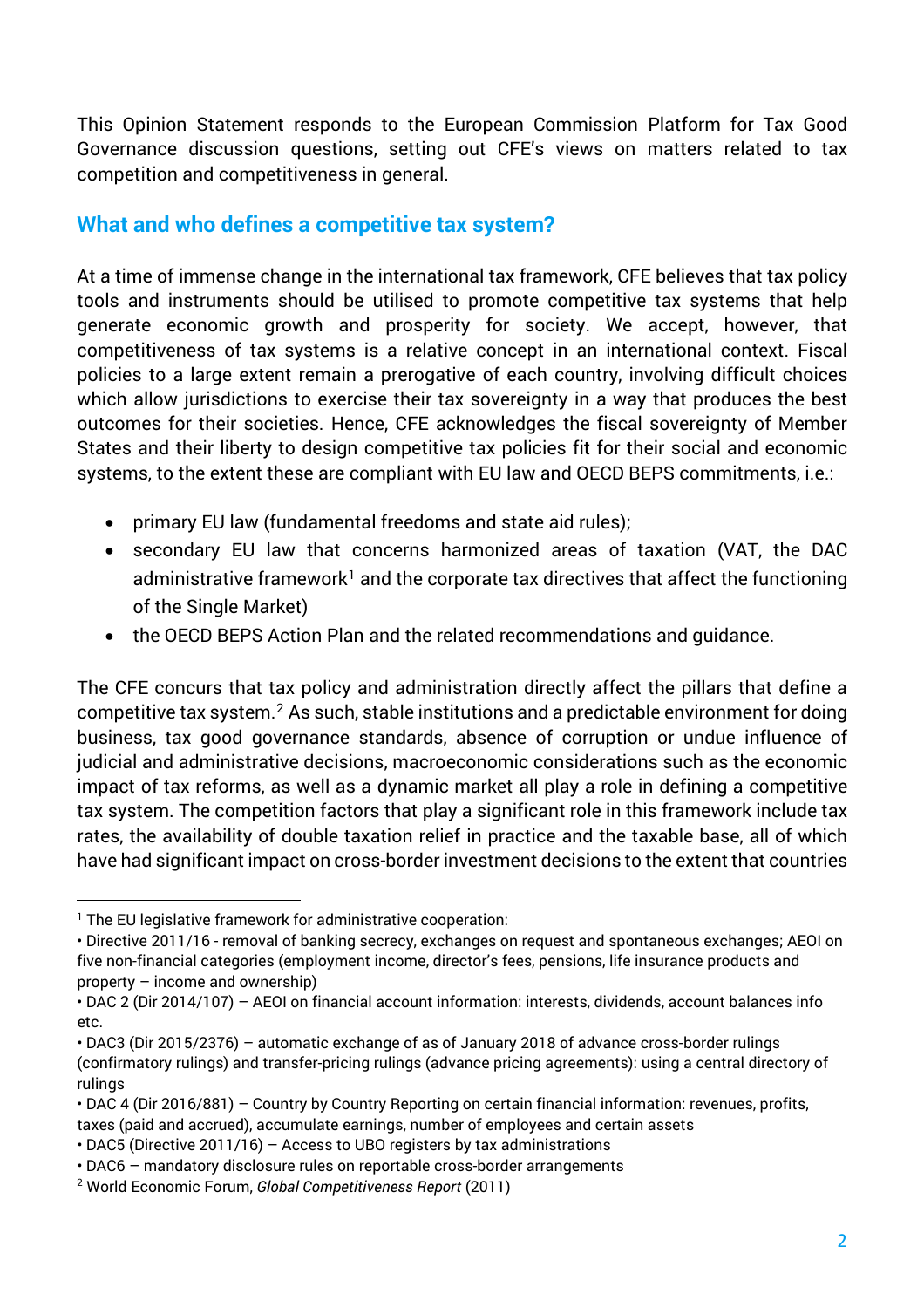This Opinion Statement responds to the European Commission Platform for Tax Good Governance discussion questions, setting out CFE's views on matters related to tax competition and competitiveness in general.

## What and who defines a competitive tax system?

At a time of immense change in the international tax framework, CFE believes that tax policy tools and instruments should be utilised to promote competitive tax systems that help generate economic growth and prosperity for society. We accept, however, that competitiveness of tax systems is a relative concept in an international context. Fiscal policies to a large extent remain a prerogative of each country, involving difficult choices which allow jurisdictions to exercise their tax sovereignty in a way that produces the best outcomes for their societies. Hence, CFE acknowledges the fiscal sovereignty of Member States and their liberty to design competitive tax policies fit for their social and economic systems, to the extent these are compliant with EU law and OECD BEPS commitments, i.e.:

- primary EU law (fundamental freedoms and state aid rules);
- secondary EU law that concerns harmonized areas of taxation (VAT, the DAC administrative framework[1] and the corporate tax directives that affect the functioning of the Single Market)
- the OECD BEPS Action Plan and the related recommendations and guidance.

The CFE concurs that tax policy and administration directly affect the pillars that define a competitive tax system.[2] As such, stable institutions and a predictable environment for doing business, tax good governance standards, absence of corruption or undue influence of judicial and administrative decisions, macroeconomic considerations such as the economic impact of tax reforms, as well as a dynamic market all play a role in defining a competitive tax system. The competition factors that play a significant role in this framework include tax rates, the availability of double taxation relief in practice and the taxable base, all of which have had significant impact on cross-border investment decisions to the extent that countries

---

[1] The EU legislative framework for administrative cooperation:

• Directive 2011/16 - removal of banking secrecy, exchanges on request and spontaneous exchanges; AEOI on five non-financial categories (employment income, director's fees, pensions, life insurance products and property – income and ownership)

• DAC 2 (Dir 2014/107) – AEOI on financial account information: interests, dividends, account balances info etc.

• DAC3 (Dir 2015/2376) – automatic exchange of as of January 2018 of advance cross-border rulings (confirmatory rulings) and transfer-pricing rulings (advance pricing agreements): using a central directory of rulings

• DAC 4 (Dir 2016/881) – Country by Country Reporting on certain financial information: revenues, profits, taxes (paid and accrued), accumulate earnings, number of employees and certain assets

• DAC5 (Directive 2011/16) – Access to UBO registers by tax administrations

• DAC6 – mandatory disclosure rules on reportable cross-border arrangements

[2] World Economic Forum, *Global Competitiveness Report* (2011)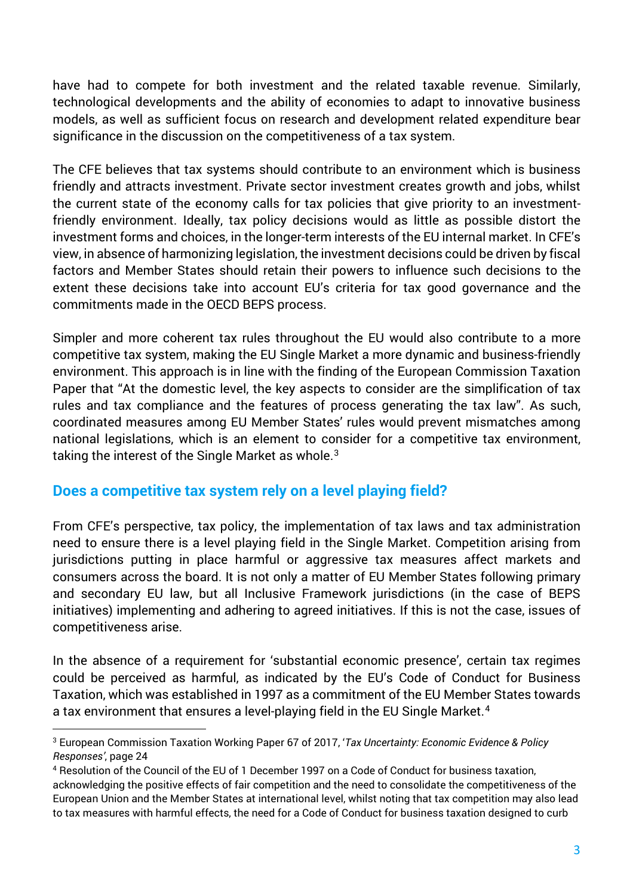have had to compete for both investment and the related taxable revenue. Similarly, technological developments and the ability of economies to adapt to innovative business models, as well as sufficient focus on research and development related expenditure bear significance in the discussion on the competitiveness of a tax system.

The CFE believes that tax systems should contribute to an environment which is business friendly and attracts investment. Private sector investment creates growth and jobs, whilst the current state of the economy calls for tax policies that give priority to an investment-friendly environment. Ideally, tax policy decisions would as little as possible distort the investment forms and choices, in the longer-term interests of the EU internal market. In CFE's view, in absence of harmonizing legislation, the investment decisions could be driven by fiscal factors and Member States should retain their powers to influence such decisions to the extent these decisions take into account EU's criteria for tax good governance and the commitments made in the OECD BEPS process.

Simpler and more coherent tax rules throughout the EU would also contribute to a more competitive tax system, making the EU Single Market a more dynamic and business-friendly environment. This approach is in line with the finding of the European Commission Taxation Paper that "At the domestic level, the key aspects to consider are the simplification of tax rules and tax compliance and the features of process generating the tax law". As such, coordinated measures among EU Member States' rules would prevent mismatches among national legislations, which is an element to consider for a competitive tax environment, taking the interest of the Single Market as whole.[3]

## Does a competitive tax system rely on a level playing field?

From CFE's perspective, tax policy, the implementation of tax laws and tax administration need to ensure there is a level playing field in the Single Market. Competition arising from jurisdictions putting in place harmful or aggressive tax measures affect markets and consumers across the board. It is not only a matter of EU Member States following primary and secondary EU law, but all Inclusive Framework jurisdictions (in the case of BEPS initiatives) implementing and adhering to agreed initiatives. If this is not the case, issues of competitiveness arise.

In the absence of a requirement for 'substantial economic presence', certain tax regimes could be perceived as harmful, as indicated by the EU's Code of Conduct for Business Taxation, which was established in 1997 as a commitment of the EU Member States towards a tax environment that ensures a level-playing field in the EU Single Market.[4]

---

[3] European Commission Taxation Working Paper 67 of 2017, '*Tax Uncertainty: Economic Evidence & Policy Responses'*, page 24

[4] Resolution of the Council of the EU of 1 December 1997 on a Code of Conduct for business taxation, acknowledging the positive effects of fair competition and the need to consolidate the competitiveness of the European Union and the Member States at international level, whilst noting that tax competition may also lead to tax measures with harmful effects, the need for a Code of Conduct for business taxation designed to curb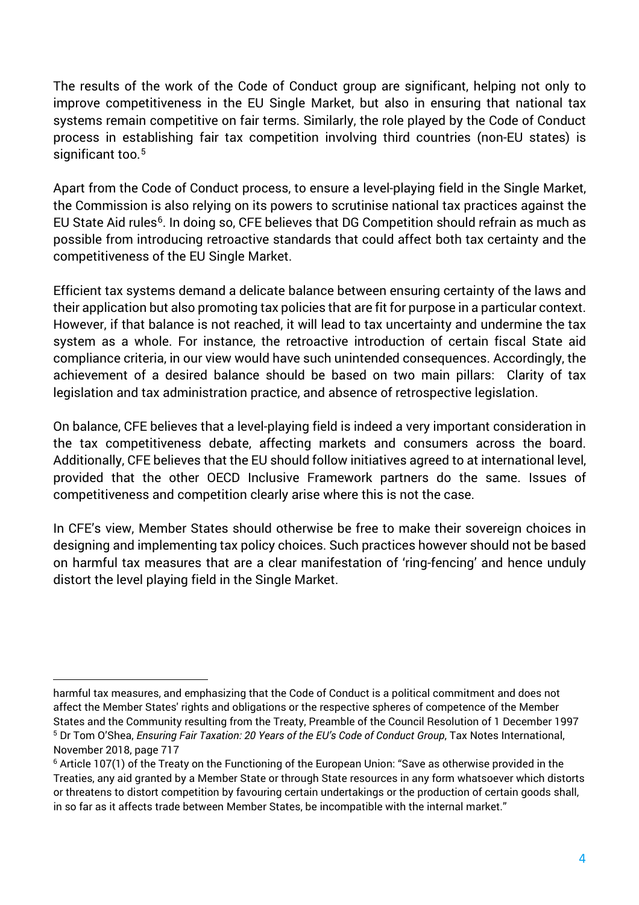The results of the work of the Code of Conduct group are significant, helping not only to improve competitiveness in the EU Single Market, but also in ensuring that national tax systems remain competitive on fair terms. Similarly, the role played by the Code of Conduct process in establishing fair tax competition involving third countries (non-EU states) is significant too.[5]

Apart from the Code of Conduct process, to ensure a level-playing field in the Single Market, the Commission is also relying on its powers to scrutinise national tax practices against the EU State Aid rules[6]. In doing so, CFE believes that DG Competition should refrain as much as possible from introducing retroactive standards that could affect both tax certainty and the competitiveness of the EU Single Market.

Efficient tax systems demand a delicate balance between ensuring certainty of the laws and their application but also promoting tax policies that are fit for purpose in a particular context. However, if that balance is not reached, it will lead to tax uncertainty and undermine the tax system as a whole. For instance, the retroactive introduction of certain fiscal State aid compliance criteria, in our view would have such unintended consequences. Accordingly, the achievement of a desired balance should be based on two main pillars: Clarity of tax legislation and tax administration practice, and absence of retrospective legislation.

On balance, CFE believes that a level-playing field is indeed a very important consideration in the tax competitiveness debate, affecting markets and consumers across the board. Additionally, CFE believes that the EU should follow initiatives agreed to at international level, provided that the other OECD Inclusive Framework partners do the same. Issues of competitiveness and competition clearly arise where this is not the case.

In CFE's view, Member States should otherwise be free to make their sovereign choices in designing and implementing tax policy choices. Such practices however should not be based on harmful tax measures that are a clear manifestation of 'ring-fencing' and hence unduly distort the level playing field in the Single Market.

---

harmful tax measures, and emphasizing that the Code of Conduct is a political commitment and does not affect the Member States' rights and obligations or the respective spheres of competence of the Member States and the Community resulting from the Treaty, Preamble of the Council Resolution of 1 December 1997

[5] Dr Tom O'Shea, *Ensuring Fair Taxation: 20 Years of the EU's Code of Conduct Group*, Tax Notes International, November 2018, page 717

[6] Article 107(1) of the Treaty on the Functioning of the European Union: "Save as otherwise provided in the Treaties, any aid granted by a Member State or through State resources in any form whatsoever which distorts or threatens to distort competition by favouring certain undertakings or the production of certain goods shall, in so far as it affects trade between Member States, be incompatible with the internal market."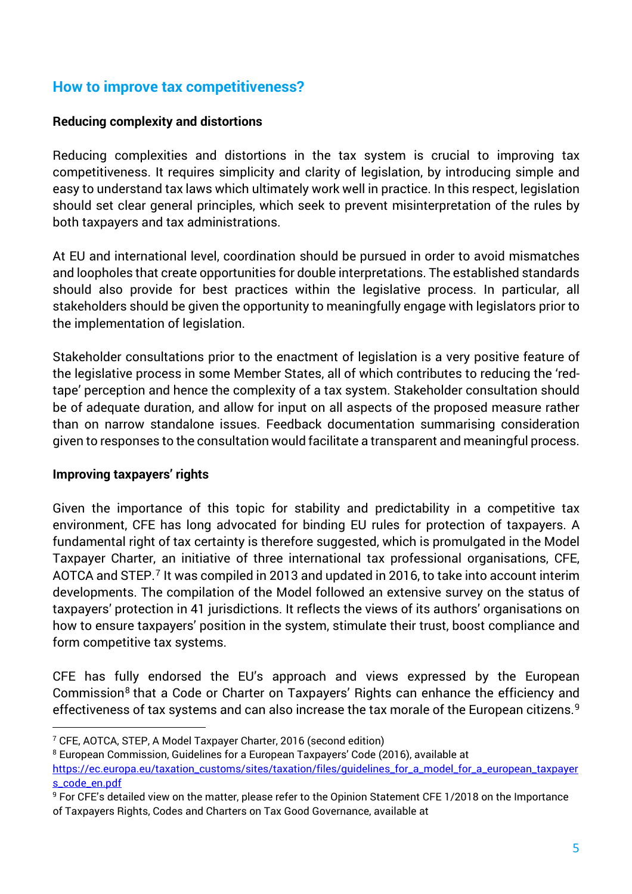## How to improve tax competitiveness?

**Reducing complexity and distortions**

Reducing complexities and distortions in the tax system is crucial to improving tax competitiveness. It requires simplicity and clarity of legislation, by introducing simple and easy to understand tax laws which ultimately work well in practice. In this respect, legislation should set clear general principles, which seek to prevent misinterpretation of the rules by both taxpayers and tax administrations.

At EU and international level, coordination should be pursued in order to avoid mismatches and loopholes that create opportunities for double interpretations. The established standards should also provide for best practices within the legislative process. In particular, all stakeholders should be given the opportunity to meaningfully engage with legislators prior to the implementation of legislation.

Stakeholder consultations prior to the enactment of legislation is a very positive feature of the legislative process in some Member States, all of which contributes to reducing the 'red-tape' perception and hence the complexity of a tax system. Stakeholder consultation should be of adequate duration, and allow for input on all aspects of the proposed measure rather than on narrow standalone issues. Feedback documentation summarising consideration given to responses to the consultation would facilitate a transparent and meaningful process.

**Improving taxpayers' rights**

Given the importance of this topic for stability and predictability in a competitive tax environment, CFE has long advocated for binding EU rules for protection of taxpayers. A fundamental right of tax certainty is therefore suggested, which is promulgated in the Model Taxpayer Charter, an initiative of three international tax professional organisations, CFE, AOTCA and STEP.[7] It was compiled in 2013 and updated in 2016, to take into account interim developments. The compilation of the Model followed an extensive survey on the status of taxpayers' protection in 41 jurisdictions. It reflects the views of its authors' organisations on how to ensure taxpayers' position in the system, stimulate their trust, boost compliance and form competitive tax systems.

CFE has fully endorsed the EU's approach and views expressed by the European Commission[8] that a Code or Charter on Taxpayers' Rights can enhance the efficiency and effectiveness of tax systems and can also increase the tax morale of the European citizens.[9]

---

[7] CFE, AOTCA, STEP, A Model Taxpayer Charter, 2016 (second edition)

[8] European Commission, Guidelines for a European Taxpayers' Code (2016), available at https://ec.europa.eu/taxation_customs/sites/taxation/files/guidelines_for_a_model_for_a_european_taxpayers_code_en.pdf

[9] For CFE's detailed view on the matter, please refer to the Opinion Statement CFE 1/2018 on the Importance of Taxpayers Rights, Codes and Charters on Tax Good Governance, available at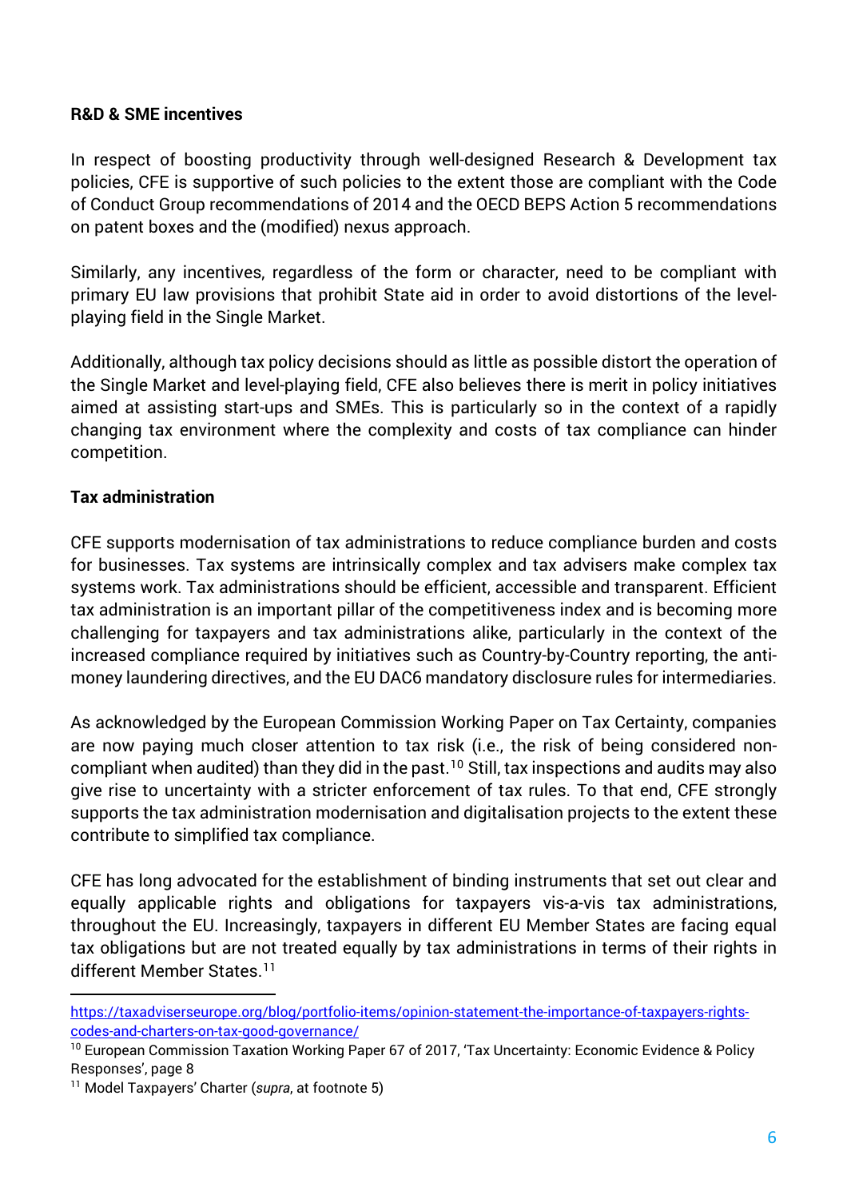**R&D & SME incentives**

In respect of boosting productivity through well-designed Research & Development tax policies, CFE is supportive of such policies to the extent those are compliant with the Code of Conduct Group recommendations of 2014 and the OECD BEPS Action 5 recommendations on patent boxes and the (modified) nexus approach.

Similarly, any incentives, regardless of the form or character, need to be compliant with primary EU law provisions that prohibit State aid in order to avoid distortions of the level-playing field in the Single Market.

Additionally, although tax policy decisions should as little as possible distort the operation of the Single Market and level-playing field, CFE also believes there is merit in policy initiatives aimed at assisting start-ups and SMEs. This is particularly so in the context of a rapidly changing tax environment where the complexity and costs of tax compliance can hinder competition.

**Tax administration**

CFE supports modernisation of tax administrations to reduce compliance burden and costs for businesses. Tax systems are intrinsically complex and tax advisers make complex tax systems work. Tax administrations should be efficient, accessible and transparent. Efficient tax administration is an important pillar of the competitiveness index and is becoming more challenging for taxpayers and tax administrations alike, particularly in the context of the increased compliance required by initiatives such as Country-by-Country reporting, the anti-money laundering directives, and the EU DAC6 mandatory disclosure rules for intermediaries.

As acknowledged by the European Commission Working Paper on Tax Certainty, companies are now paying much closer attention to tax risk (i.e., the risk of being considered non-compliant when audited) than they did in the past.[10] Still, tax inspections and audits may also give rise to uncertainty with a stricter enforcement of tax rules. To that end, CFE strongly supports the tax administration modernisation and digitalisation projects to the extent these contribute to simplified tax compliance.

CFE has long advocated for the establishment of binding instruments that set out clear and equally applicable rights and obligations for taxpayers vis-a-vis tax administrations, throughout the EU. Increasingly, taxpayers in different EU Member States are facing equal tax obligations but are not treated equally by tax administrations in terms of their rights in different Member States.[11]

---

https://taxadviserseurope.org/blog/portfolio-items/opinion-statement-the-importance-of-taxpayers-rights-codes-and-charters-on-tax-good-governance/

[10] European Commission Taxation Working Paper 67 of 2017, 'Tax Uncertainty: Economic Evidence & Policy Responses', page 8

[11] Model Taxpayers' Charter (*supra*, at footnote 5)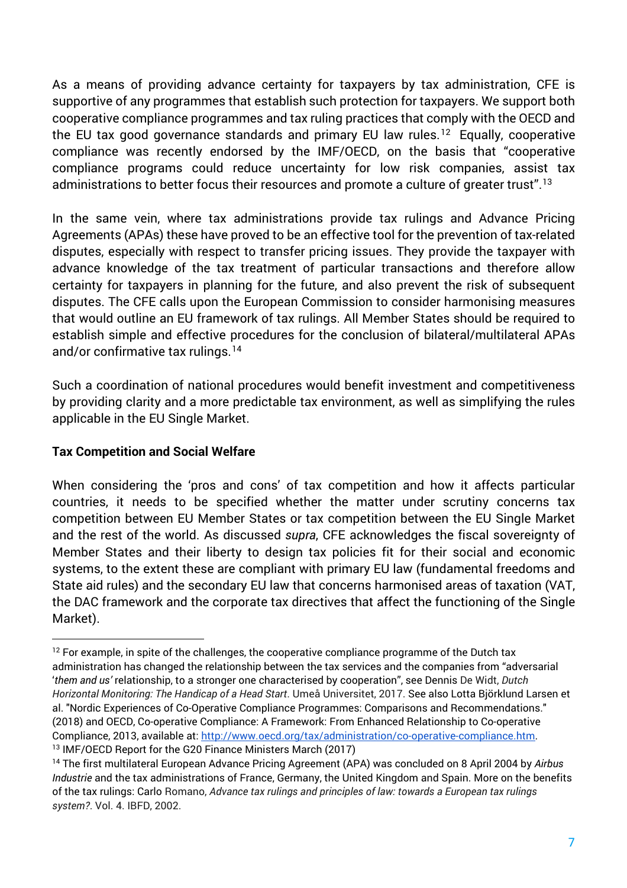As a means of providing advance certainty for taxpayers by tax administration, CFE is supportive of any programmes that establish such protection for taxpayers. We support both cooperative compliance programmes and tax ruling practices that comply with the OECD and the EU tax good governance standards and primary EU law rules.[12] Equally, cooperative compliance was recently endorsed by the IMF/OECD, on the basis that "cooperative compliance programs could reduce uncertainty for low risk companies, assist tax administrations to better focus their resources and promote a culture of greater trust".[13]

In the same vein, where tax administrations provide tax rulings and Advance Pricing Agreements (APAs) these have proved to be an effective tool for the prevention of tax-related disputes, especially with respect to transfer pricing issues. They provide the taxpayer with advance knowledge of the tax treatment of particular transactions and therefore allow certainty for taxpayers in planning for the future, and also prevent the risk of subsequent disputes. The CFE calls upon the European Commission to consider harmonising measures that would outline an EU framework of tax rulings. All Member States should be required to establish simple and effective procedures for the conclusion of bilateral/multilateral APAs and/or confirmative tax rulings.[14]

Such a coordination of national procedures would benefit investment and competitiveness by providing clarity and a more predictable tax environment, as well as simplifying the rules applicable in the EU Single Market.

**Tax Competition and Social Welfare**

When considering the 'pros and cons' of tax competition and how it affects particular countries, it needs to be specified whether the matter under scrutiny concerns tax competition between EU Member States or tax competition between the EU Single Market and the rest of the world. As discussed *supra*, CFE acknowledges the fiscal sovereignty of Member States and their liberty to design tax policies fit for their social and economic systems, to the extent these are compliant with primary EU law (fundamental freedoms and State aid rules) and the secondary EU law that concerns harmonised areas of taxation (VAT, the DAC framework and the corporate tax directives that affect the functioning of the Single Market).

---

[12] For example, in spite of the challenges, the cooperative compliance programme of the Dutch tax administration has changed the relationship between the tax services and the companies from "adversarial '*them and us'* relationship, to a stronger one characterised by cooperation", see Dennis De Widt, *Dutch Horizontal Monitoring: The Handicap of a Head Start*. Umeå Universitet, 2017. See also Lotta Björklund Larsen et al. "Nordic Experiences of Co-Operative Compliance Programmes: Comparisons and Recommendations." (2018) and OECD, Co-operative Compliance: A Framework: From Enhanced Relationship to Co-operative Compliance, 2013, available at: http://www.oecd.org/tax/administration/co-operative-compliance.htm.

[13] IMF/OECD Report for the G20 Finance Ministers March (2017)

[14] The first multilateral European Advance Pricing Agreement (APA) was concluded on 8 April 2004 by *Airbus Industrie* and the tax administrations of France, Germany, the United Kingdom and Spain. More on the benefits of the tax rulings: Carlo Romano, *Advance tax rulings and principles of law: towards a European tax rulings system?*. Vol. 4. IBFD, 2002.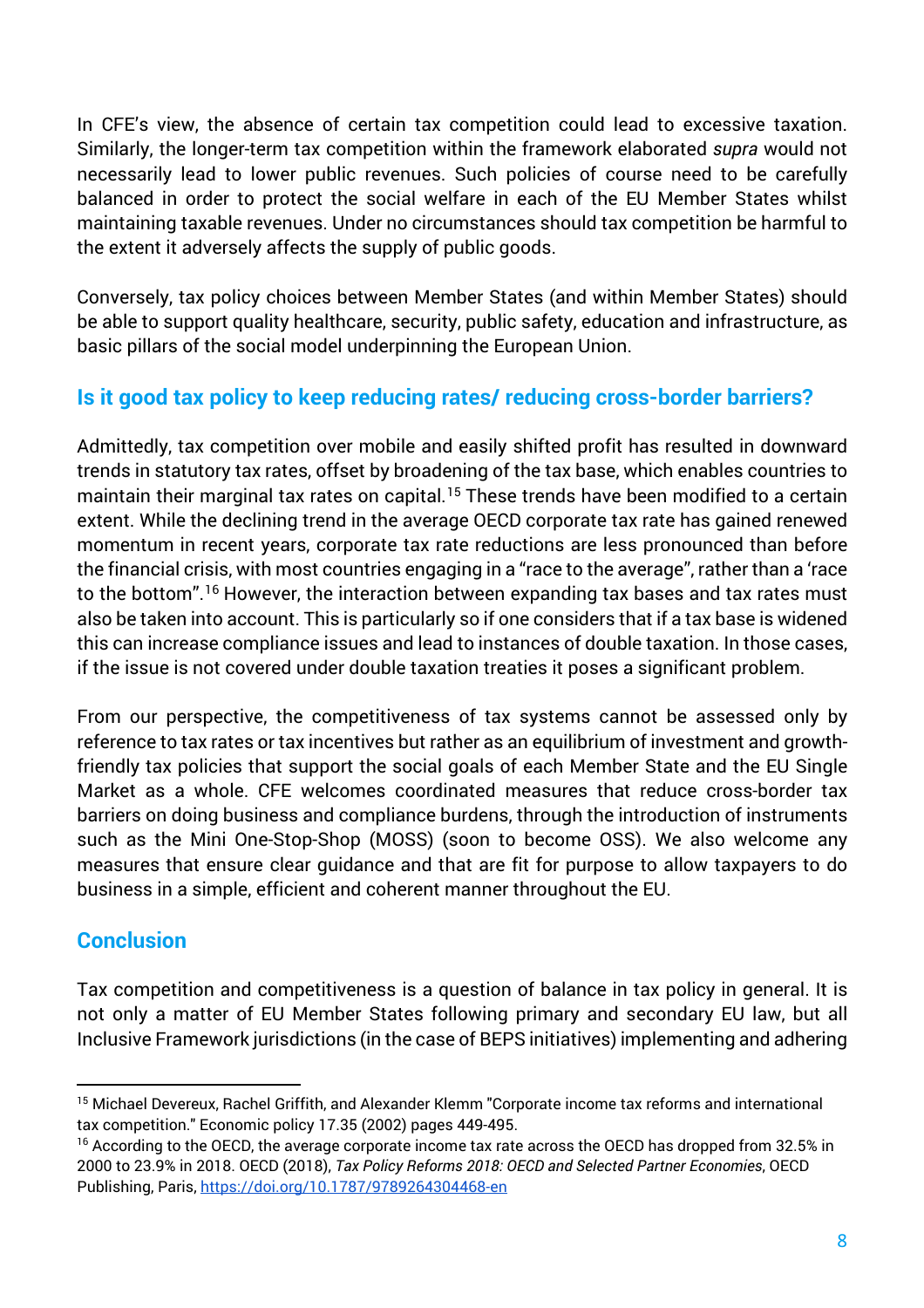In CFE's view, the absence of certain tax competition could lead to excessive taxation. Similarly, the longer-term tax competition within the framework elaborated *supra* would not necessarily lead to lower public revenues. Such policies of course need to be carefully balanced in order to protect the social welfare in each of the EU Member States whilst maintaining taxable revenues. Under no circumstances should tax competition be harmful to the extent it adversely affects the supply of public goods.

Conversely, tax policy choices between Member States (and within Member States) should be able to support quality healthcare, security, public safety, education and infrastructure, as basic pillars of the social model underpinning the European Union.

## Is it good tax policy to keep reducing rates/ reducing cross-border barriers?

Admittedly, tax competition over mobile and easily shifted profit has resulted in downward trends in statutory tax rates, offset by broadening of the tax base, which enables countries to maintain their marginal tax rates on capital.[15] These trends have been modified to a certain extent. While the declining trend in the average OECD corporate tax rate has gained renewed momentum in recent years, corporate tax rate reductions are less pronounced than before the financial crisis, with most countries engaging in a "race to the average", rather than a 'race to the bottom".[16] However, the interaction between expanding tax bases and tax rates must also be taken into account. This is particularly so if one considers that if a tax base is widened this can increase compliance issues and lead to instances of double taxation. In those cases, if the issue is not covered under double taxation treaties it poses a significant problem.

From our perspective, the competitiveness of tax systems cannot be assessed only by reference to tax rates or tax incentives but rather as an equilibrium of investment and growth-friendly tax policies that support the social goals of each Member State and the EU Single Market as a whole. CFE welcomes coordinated measures that reduce cross-border tax barriers on doing business and compliance burdens, through the introduction of instruments such as the Mini One-Stop-Shop (MOSS) (soon to become OSS). We also welcome any measures that ensure clear guidance and that are fit for purpose to allow taxpayers to do business in a simple, efficient and coherent manner throughout the EU.

## Conclusion

Tax competition and competitiveness is a question of balance in tax policy in general. It is not only a matter of EU Member States following primary and secondary EU law, but all Inclusive Framework jurisdictions (in the case of BEPS initiatives) implementing and adhering

---

[15] Michael Devereux, Rachel Griffith, and Alexander Klemm "Corporate income tax reforms and international tax competition." Economic policy 17.35 (2002) pages 449-495.

[16] According to the OECD, the average corporate income tax rate across the OECD has dropped from 32.5% in 2000 to 23.9% in 2018. OECD (2018), *Tax Policy Reforms 2018: OECD and Selected Partner Economies*, OECD Publishing, Paris, https://doi.org/10.1787/9789264304468-en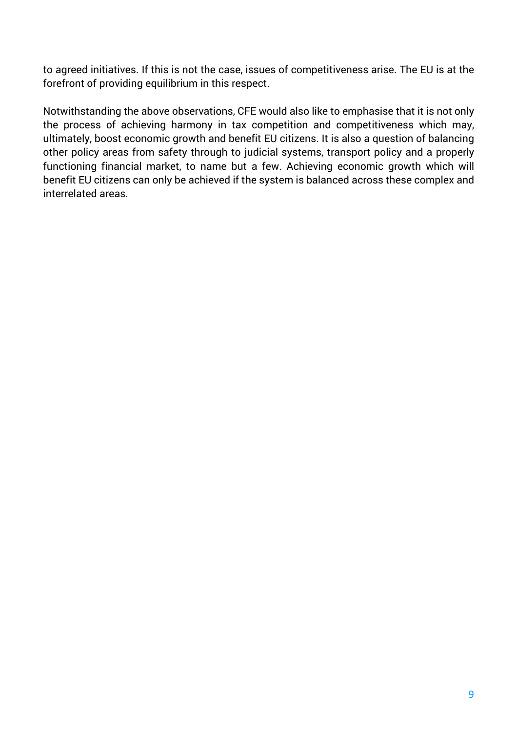to agreed initiatives. If this is not the case, issues of competitiveness arise. The EU is at the forefront of providing equilibrium in this respect.

Notwithstanding the above observations, CFE would also like to emphasise that it is not only the process of achieving harmony in tax competition and competitiveness which may, ultimately, boost economic growth and benefit EU citizens. It is also a question of balancing other policy areas from safety through to judicial systems, transport policy and a properly functioning financial market, to name but a few. Achieving economic growth which will benefit EU citizens can only be achieved if the system is balanced across these complex and interrelated areas.